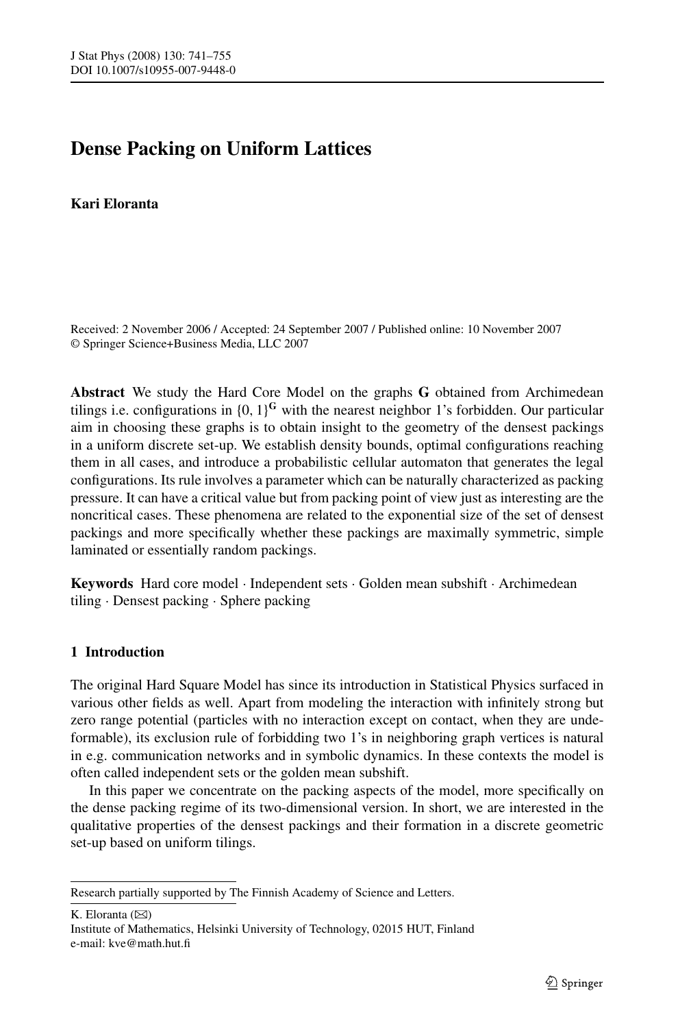# Dense Packing on Uniform Lattices

**Kari Eloranta**

Received: 2 November 2006 / Accepted: 24 September 2007 / Published online: 10 November 2007
© Springer Science+Business Media, LLC 2007

**Abstract** We study the Hard Core Model on the graphs $\mathbf{G}$ obtained from Archimedean tilings i.e. configurations in $\{0,1\}^{\mathbf{G}}$ with the nearest neighbor 1's forbidden. Our particular aim in choosing these graphs is to obtain insight to the geometry of the densest packings in a uniform discrete set-up. We establish density bounds, optimal configurations reaching them in all cases, and introduce a probabilistic cellular automaton that generates the legal configurations. Its rule involves a parameter which can be naturally characterized as packing pressure. It can have a critical value but from packing point of view just as interesting are the noncritical cases. These phenomena are related to the exponential size of the set of densest packings and more specifically whether these packings are maximally symmetric, simple laminated or essentially random packings.

**Keywords** Hard core model · Independent sets · Golden mean subshift · Archimedean tiling · Densest packing · Sphere packing

## 1 Introduction

The original Hard Square Model has since its introduction in Statistical Physics surfaced in various other fields as well. Apart from modeling the interaction with infinitely strong but zero range potential (particles with no interaction except on contact, when they are undeformable), its exclusion rule of forbidding two 1's in neighboring graph vertices is natural in e.g. communication networks and in symbolic dynamics. In these contexts the model is often called independent sets or the golden mean subshift.

In this paper we concentrate on the packing aspects of the model, more specifically on the dense packing regime of its two-dimensional version. In short, we are interested in the qualitative properties of the densest packings and their formation in a discrete geometric set-up based on uniform tilings.

Research partially supported by The Finnish Academy of Science and Letters.

K. Eloranta (✉)
Institute of Mathematics, Helsinki University of Technology, 02015 HUT, Finland
e-mail: kve@math.hut.fi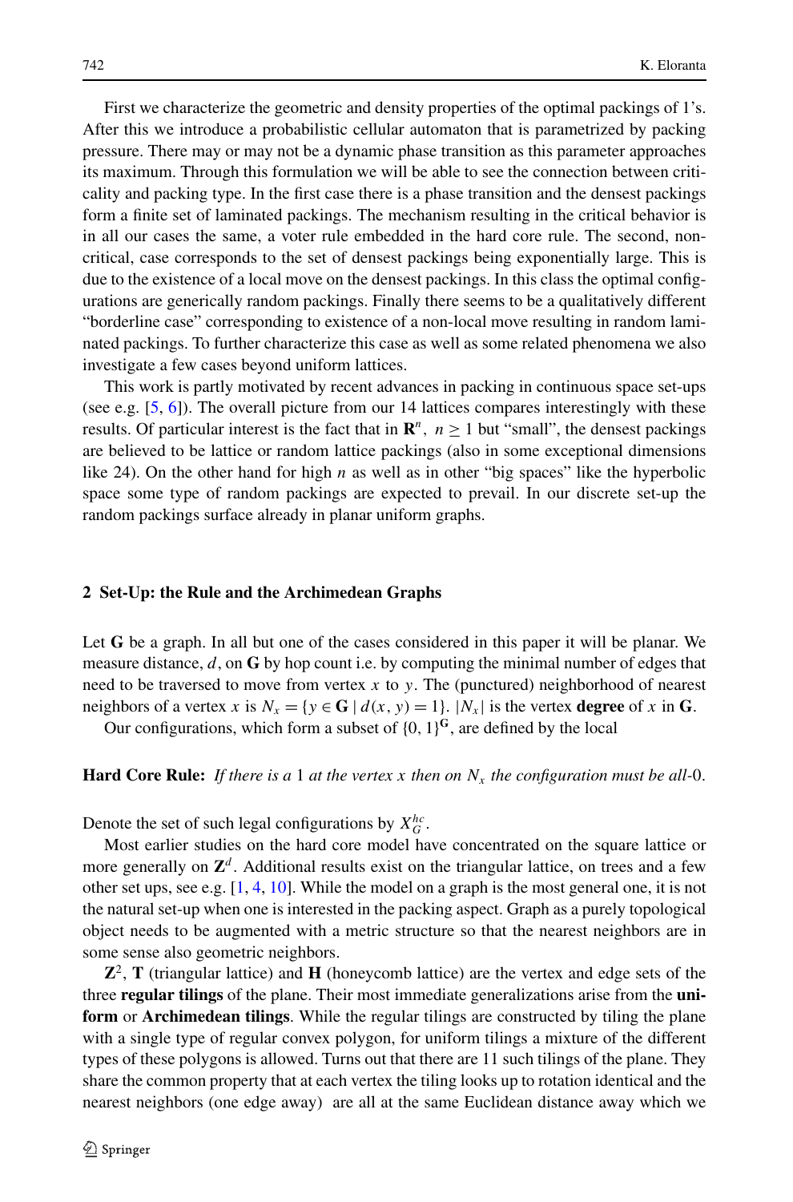First we characterize the geometric and density properties of the optimal packings of 1's. After this we introduce a probabilistic cellular automaton that is parametrized by packing pressure. There may or may not be a dynamic phase transition as this parameter approaches its maximum. Through this formulation we will be able to see the connection between criticality and packing type. In the first case there is a phase transition and the densest packings form a finite set of laminated packings. The mechanism resulting in the critical behavior is in all our cases the same, a voter rule embedded in the hard core rule. The second, non-critical, case corresponds to the set of densest packings being exponentially large. This is due to the existence of a local move on the densest packings. In this class the optimal configurations are generically random packings. Finally there seems to be a qualitatively different "borderline case" corresponding to existence of a non-local move resulting in random laminated packings. To further characterize this case as well as some related phenomena we also investigate a few cases beyond uniform lattices.

This work is partly motivated by recent advances in packing in continuous space set-ups (see e.g. [5, 6]). The overall picture from our 14 lattices compares interestingly with these results. Of particular interest is the fact that in $\mathbf{R}^n$, $n \geq 1$ but "small", the densest packings are believed to be lattice or random lattice packings (also in some exceptional dimensions like 24). On the other hand for high $n$ as well as in other "big spaces" like the hyperbolic space some type of random packings are expected to prevail. In our discrete set-up the random packings surface already in planar uniform graphs.

## 2 Set-Up: the Rule and the Archimedean Graphs

Let $\mathbf{G}$ be a graph. In all but one of the cases considered in this paper it will be planar. We measure distance, $d$, on $\mathbf{G}$ by hop count i.e. by computing the minimal number of edges that need to be traversed to move from vertex $x$ to $y$. The (punctured) neighborhood of nearest neighbors of a vertex $x$ is $N_x = \{y \in \mathbf{G} \mid d(x, y) = 1\}$. $|N_x|$ is the vertex **degree** of $x$ in $\mathbf{G}$.

Our configurations, which form a subset of $\{0, 1\}^{\mathbf{G}}$, are defined by the local

**Hard Core Rule:** *If there is a* 1 *at the vertex* $x$ *then on* $N_x$ *the configuration must be all*-0.

Denote the set of such legal configurations by $X_G^{hc}$.

Most earlier studies on the hard core model have concentrated on the square lattice or more generally on $\mathbf{Z}^d$. Additional results exist on the triangular lattice, on trees and a few other set ups, see e.g. [1, 4, 10]. While the model on a graph is the most general one, it is not the natural set-up when one is interested in the packing aspect. Graph as a purely topological object needs to be augmented with a metric structure so that the nearest neighbors are in some sense also geometric neighbors.

$\mathbf{Z}^2$, $\mathbf{T}$ (triangular lattice) and $\mathbf{H}$ (honeycomb lattice) are the vertex and edge sets of the three **regular tilings** of the plane. Their most immediate generalizations arise from the **uniform** or **Archimedean tilings**. While the regular tilings are constructed by tiling the plane with a single type of regular convex polygon, for uniform tilings a mixture of the different types of these polygons is allowed. Turns out that there are 11 such tilings of the plane. They share the common property that at each vertex the tiling looks up to rotation identical and the nearest neighbors (one edge away) are all at the same Euclidean distance away which we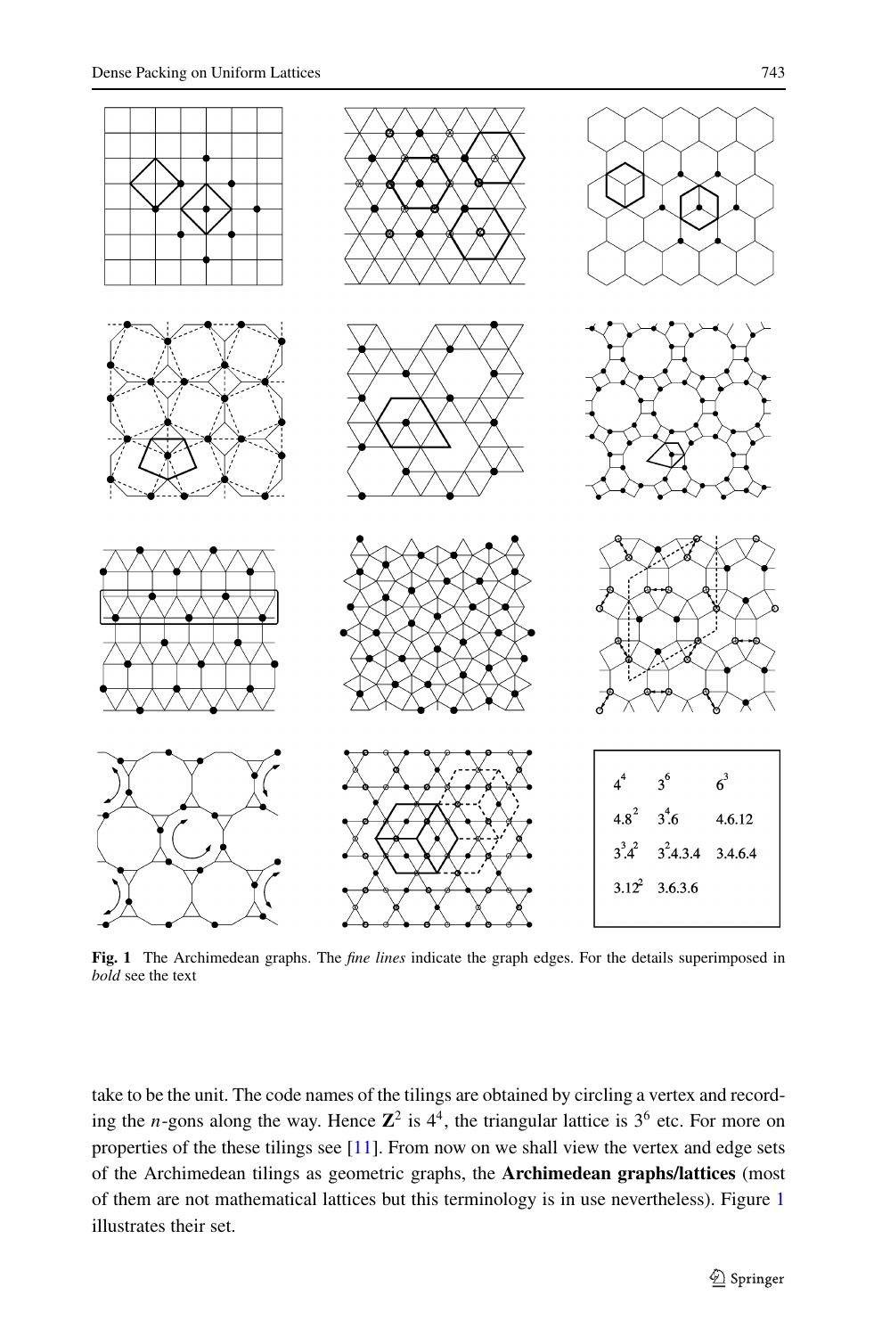| | | |
|---|---|---|
| $4^4$ | $3^6$ | $6^3$ |
| $4.8^2$ | $3^4.6$ | $4.6.12$ |
| $3^3.4^2$ | $3^2.4.3.4$ | $3.4.6.4$ |
| $3.12^2$ | $3.6.3.6$ | |

**Fig. 1** The Archimedean graphs. The *fine lines* indicate the graph edges. For the details superimposed in *bold* see the text

take to be the unit. The code names of the tilings are obtained by circling a vertex and recording the $n$-gons along the way. Hence $\mathbf{Z}^2$ is $4^4$, the triangular lattice is $3^6$ etc. For more on properties of the these tilings see [11]. From now on we shall view the vertex and edge sets of the Archimedean tilings as geometric graphs, the **Archimedean graphs/lattices** (most of them are not mathematical lattices but this terminology is in use nevertheless). Figure 1 illustrates their set.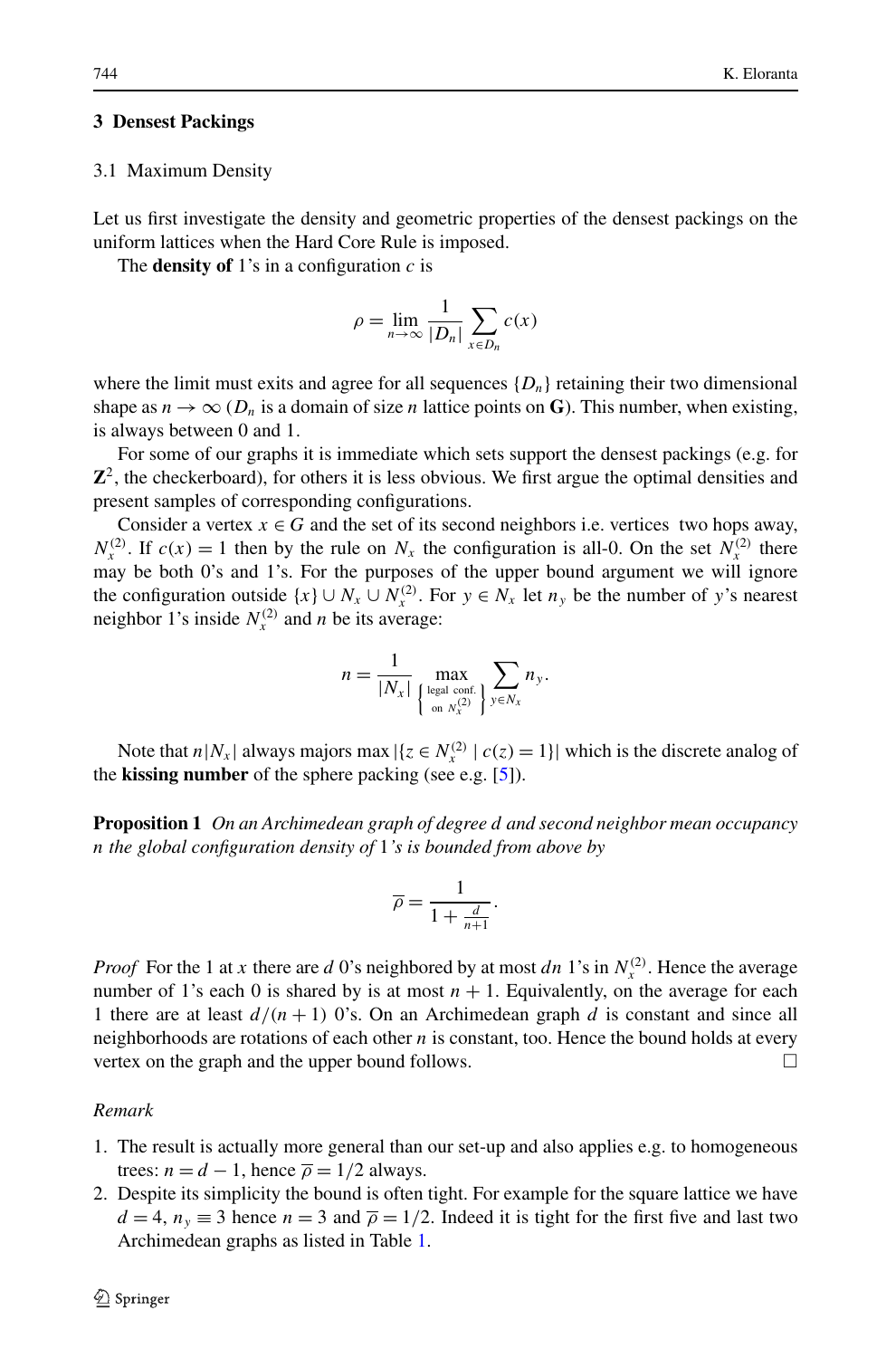## 3 Densest Packings

### 3.1 Maximum Density

Let us first investigate the density and geometric properties of the densest packings on the uniform lattices when the Hard Core Rule is imposed.

The **density of** 1's in a configuration $c$ is

$$\rho = \lim_{n \to \infty} \frac{1}{|D_n|} \sum_{x \in D_n} c(x)$$

where the limit must exits and agree for all sequences $\{D_n\}$ retaining their two dimensional shape as $n \to \infty$ ($D_n$ is a domain of size $n$ lattice points on $\mathbf{G}$). This number, when existing, is always between 0 and 1.

For some of our graphs it is immediate which sets support the densest packings (e.g. for $\mathbf{Z}^2$, the checkerboard), for others it is less obvious. We first argue the optimal densities and present samples of corresponding configurations.

Consider a vertex $x \in G$ and the set of its second neighbors i.e. vertices two hops away, $N_x^{(2)}$. If $c(x) = 1$ then by the rule on $N_x$ the configuration is all-0. On the set $N_x^{(2)}$ there may be both 0's and 1's. For the purposes of the upper bound argument we will ignore the configuration outside $\{x\} \cup N_x \cup N_x^{(2)}$. For $y \in N_x$ let $n_y$ be the number of $y$'s nearest neighbor 1's inside $N_x^{(2)}$ and $n$ be its average:

$$n = \frac{1}{|N_x|} \max_{\left\{ \substack{\text{legal conf.} \\ \text{on } N_x^{(2)}} \right\}} \sum_{y \in N_x} n_y.$$

Note that $n|N_x|$ always majors $\max |\{z \in N_x^{(2)} \mid c(z) = 1\}|$ which is the discrete analog of the **kissing number** of the sphere packing (see e.g. [5]).

**Proposition 1** *On an Archimedean graph of degree $d$ and second neighbor mean occupancy $n$ the global configuration density of* 1*'s is bounded from above by*

$$\overline{\rho} = \frac{1}{1 + \frac{d}{n+1}}.$$

*Proof* For the 1 at $x$ there are $d$ 0's neighbored by at most $dn$ 1's in $N_x^{(2)}$. Hence the average number of 1's each 0 is shared by is at most $n + 1$. Equivalently, on the average for each 1 there are at least $d/(n + 1)$ 0's. On an Archimedean graph $d$ is constant and since all neighborhoods are rotations of each other $n$ is constant, too. Hence the bound holds at every vertex on the graph and the upper bound follows. □

*Remark*

1. The result is actually more general than our set-up and also applies e.g. to homogeneous trees: $n = d - 1$, hence $\overline{\rho} = 1/2$ always.
2. Despite its simplicity the bound is often tight. For example for the square lattice we have $d = 4$, $n_y \equiv 3$ hence $n = 3$ and $\overline{\rho} = 1/2$. Indeed it is tight for the first five and last two Archimedean graphs as listed in Table 1.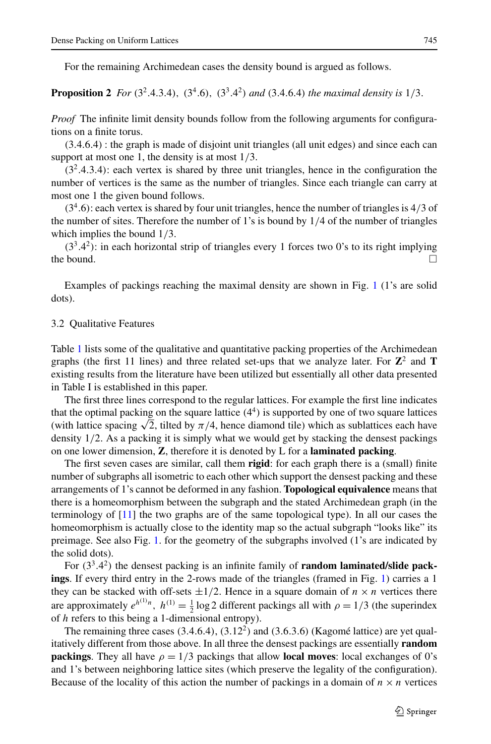For the remaining Archimedean cases the density bound is argued as follows.

**Proposition 2** *For* $(3^2.4.3.4)$, $(3^4.6)$, $(3^3.4^2)$ *and* $(3.4.6.4)$ *the maximal density is* $1/3$.

*Proof* The infinite limit density bounds follow from the following arguments for configurations on a finite torus.

$(3.4.6.4)$ : the graph is made of disjoint unit triangles (all unit edges) and since each can support at most one 1, the density is at most $1/3$.

$(3^2.4.3.4)$: each vertex is shared by three unit triangles, hence in the configuration the number of vertices is the same as the number of triangles. Since each triangle can carry at most one 1 the given bound follows.

$(3^4.6)$: each vertex is shared by four unit triangles, hence the number of triangles is $4/3$ of the number of sites. Therefore the number of 1's is bound by $1/4$ of the number of triangles which implies the bound $1/3$.

$(3^3.4^2)$: in each horizontal strip of triangles every 1 forces two 0's to its right implying the bound. □

Examples of packings reaching the maximal density are shown in Fig. 1 (1's are solid dots).

### 3.2 Qualitative Features

Table 1 lists some of the qualitative and quantitative packing properties of the Archimedean graphs (the first 11 lines) and three related set-ups that we analyze later. For $\mathbf{Z}^2$ and $\mathbf{T}$ existing results from the literature have been utilized but essentially all other data presented in Table I is established in this paper.

The first three lines correspond to the regular lattices. For example the first line indicates that the optimal packing on the square lattice $(4^4)$ is supported by one of two square lattices (with lattice spacing $\sqrt{2}$, tilted by $\pi/4$, hence diamond tile) which as sublattices each have density $1/2$. As a packing it is simply what we would get by stacking the densest packings on one lower dimension, $\mathbf{Z}$, therefore it is denoted by L for a **laminated packing**.

The first seven cases are similar, call them **rigid**: for each graph there is a (small) finite number of subgraphs all isometric to each other which support the densest packing and these arrangements of 1's cannot be deformed in any fashion. **Topological equivalence** means that there is a homeomorphism between the subgraph and the stated Archimedean graph (in the terminology of [11] the two graphs are of the same topological type). In all our cases the homeomorphism is actually close to the identity map so the actual subgraph "looks like" its preimage. See also Fig. 1. for the geometry of the subgraphs involved (1's are indicated by the solid dots).

For $(3^3.4^2)$ the densest packing is an infinite family of **random laminated/slide packings**. If every third entry in the 2-rows made of the triangles (framed in Fig. 1) carries a 1 they can be stacked with off-sets $\pm 1/2$. Hence in a square domain of $n \times n$ vertices there are approximately $e^{h^{(1)}n}$, $h^{(1)} = \frac{1}{2}\log 2$ different packings all with $\rho = 1/3$ (the superindex of $h$ refers to this being a 1-dimensional entropy).

The remaining three cases $(3.4.6.4)$, $(3.12^2)$ and $(3.6.3.6)$ (Kagomé lattice) are yet qualitatively different from those above. In all three the densest packings are essentially **random packings**. They all have $\rho = 1/3$ packings that allow **local moves**: local exchanges of 0's and 1's between neighboring lattice sites (which preserve the legality of the configuration). Because of the locality of this action the number of packings in a domain of $n \times n$ vertices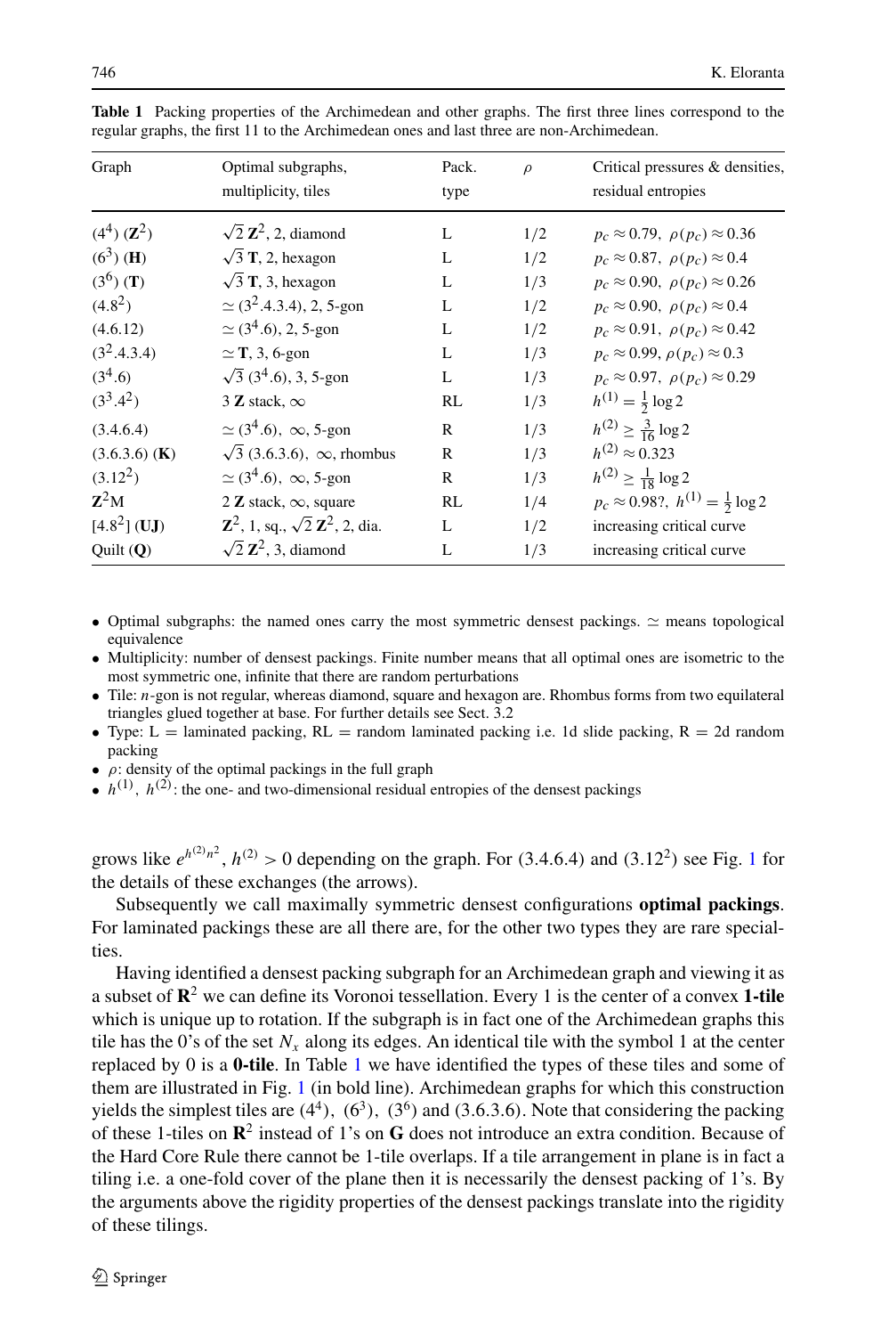**Table 1** Packing properties of the Archimedean and other graphs. The first three lines correspond to the regular graphs, the first 11 to the Archimedean ones and last three are non-Archimedean.

| Graph | Optimal subgraphs, multiplicity, tiles | Pack. type | $\rho$ | Critical pressures & densities, residual entropies |
|---|---|---|---|---|
| $(4^4)$ $(\mathbf{Z}^2)$ | $\sqrt{2}\,\mathbf{Z}^2$, 2, diamond | L | 1/2 | $p_c \approx 0.79,\ \rho(p_c) \approx 0.36$ |
| $(6^3)$ $(\mathbf{H})$ | $\sqrt{3}\,\mathbf{T}$, 2, hexagon | L | 1/2 | $p_c \approx 0.87,\ \rho(p_c) \approx 0.4$ |
| $(3^6)$ $(\mathbf{T})$ | $\sqrt{3}\,\mathbf{T}$, 3, hexagon | L | 1/3 | $p_c \approx 0.90,\ \rho(p_c) \approx 0.26$ |
| $(4.8^2)$ | $\simeq (3^2.4.3.4)$, 2, 5-gon | L | 1/2 | $p_c \approx 0.90,\ \rho(p_c) \approx 0.4$ |
| $(4.6.12)$ | $\simeq (3^4.6)$, 2, 5-gon | L | 1/2 | $p_c \approx 0.91,\ \rho(p_c) \approx 0.42$ |
| $(3^2.4.3.4)$ | $\simeq \mathbf{T}$, 3, 6-gon | L | 1/3 | $p_c \approx 0.99,\ \rho(p_c) \approx 0.3$ |
| $(3^4.6)$ | $\sqrt{3}\,(3^4.6)$, 3, 5-gon | L | 1/3 | $p_c \approx 0.97,\ \rho(p_c) \approx 0.29$ |
| $(3^3.4^2)$ | 3 $\mathbf{Z}$ stack, $\infty$ | RL | 1/3 | $h^{(1)} = \frac{1}{2}\log 2$ |
| $(3.4.6.4)$ | $\simeq (3^4.6)$, $\infty$, 5-gon | R | 1/3 | $h^{(2)} \geq \frac{3}{16}\log 2$ |
| $(3.6.3.6)$ $(\mathbf{K})$ | $\sqrt{3}\,(3.6.3.6)$, $\infty$, rhombus | R | 1/3 | $h^{(2)} \approx 0.323$ |
| $(3.12^2)$ | $\simeq (3^4.6)$, $\infty$, 5-gon | R | 1/3 | $h^{(2)} \geq \frac{1}{18}\log 2$ |
| $\mathbf{Z}^2\mathrm{M}$ | 2 $\mathbf{Z}$ stack, $\infty$, square | RL | 1/4 | $p_c \approx 0.98?,\ h^{(1)} = \frac{1}{2}\log 2$ |
| $[4.8^2]$ $(\mathbf{UJ})$ | $\mathbf{Z}^2$, 1, sq., $\sqrt{2}\,\mathbf{Z}^2$, 2, dia. | L | 1/2 | increasing critical curve |
| Quilt $(\mathbf{Q})$ | $\sqrt{2}\,\mathbf{Z}^2$, 3, diamond | L | 1/3 | increasing critical curve |

- Optimal subgraphs: the named ones carry the most symmetric densest packings. $\simeq$ means topological equivalence
- Multiplicity: number of densest packings. Finite number means that all optimal ones are isometric to the most symmetric one, infinite that there are random perturbations
- Tile: $n$-gon is not regular, whereas diamond, square and hexagon are. Rhombus forms from two equilateral triangles glued together at base. For further details see Sect. 3.2
- Type: L = laminated packing, RL = random laminated packing i.e. 1d slide packing, R = 2d random packing
- $\rho$: density of the optimal packings in the full graph
- $h^{(1)}$, $h^{(2)}$: the one- and two-dimensional residual entropies of the densest packings

grows like $e^{h^{(2)}n^2}$, $h^{(2)} > 0$ depending on the graph. For (3.4.6.4) and $(3.12^2)$ see Fig. 1 for the details of these exchanges (the arrows).

Subsequently we call maximally symmetric densest configurations **optimal packings**. For laminated packings these are all there are, for the other two types they are rare specialties.

Having identified a densest packing subgraph for an Archimedean graph and viewing it as a subset of $\mathbf{R}^2$ we can define its Voronoi tessellation. Every 1 is the center of a convex **1-tile** which is unique up to rotation. If the subgraph is in fact one of the Archimedean graphs this tile has the 0's of the set $N_x$ along its edges. An identical tile with the symbol 1 at the center replaced by 0 is a **0-tile**. In Table 1 we have identified the types of these tiles and some of them are illustrated in Fig. 1 (in bold line). Archimedean graphs for which this construction yields the simplest tiles are $(4^4)$, $(6^3)$, $(3^6)$ and (3.6.3.6). Note that considering the packing of these 1-tiles on $\mathbf{R}^2$ instead of 1's on $\mathbf{G}$ does not introduce an extra condition. Because of the Hard Core Rule there cannot be 1-tile overlaps. If a tile arrangement in plane is in fact a tiling i.e. a one-fold cover of the plane then it is necessarily the densest packing of 1's. By the arguments above the rigidity properties of the densest packings translate into the rigidity of these tilings.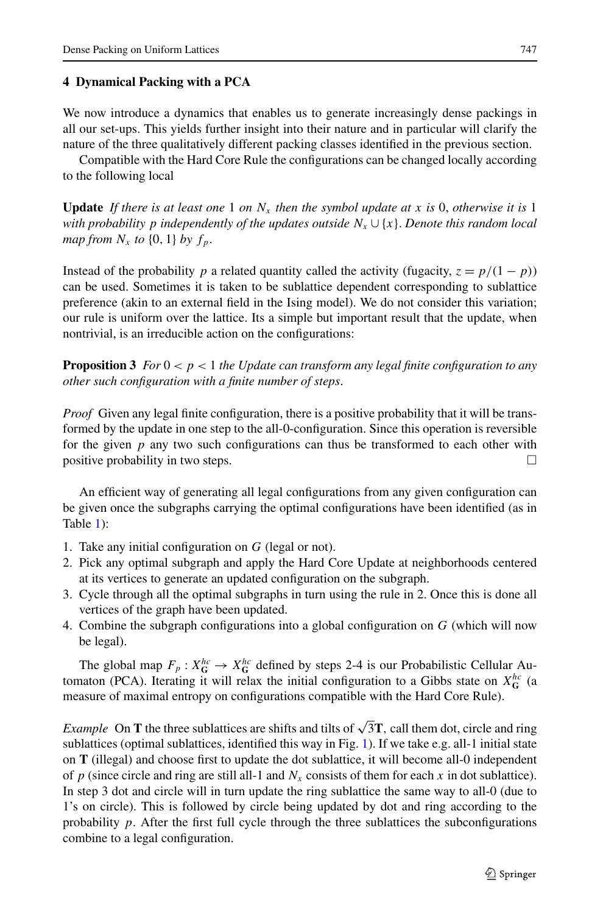## 4 Dynamical Packing with a PCA

We now introduce a dynamics that enables us to generate increasingly dense packings in all our set-ups. This yields further insight into their nature and in particular will clarify the nature of the three qualitatively different packing classes identified in the previous section.

Compatible with the Hard Core Rule the configurations can be changed locally according to the following local

**Update** *If there is at least one* 1 *on* $N_x$ *then the symbol update at* $x$ *is* 0, *otherwise it is* 1 *with probability* $p$ *independently of the updates outside* $N_x \cup \{x\}$. *Denote this random local map from* $N_x$ *to* $\{0, 1\}$ *by* $f_p$.

Instead of the probability $p$ a related quantity called the activity (fugacity, $z = p/(1-p)$) can be used. Sometimes it is taken to be sublattice dependent corresponding to sublattice preference (akin to an external field in the Ising model). We do not consider this variation; our rule is uniform over the lattice. Its a simple but important result that the update, when nontrivial, is an irreducible action on the configurations:

**Proposition 3** *For* $0 < p < 1$ *the Update can transform any legal finite configuration to any other such configuration with a finite number of steps.*

*Proof* Given any legal finite configuration, there is a positive probability that it will be transformed by the update in one step to the all-0-configuration. Since this operation is reversible for the given $p$ any two such configurations can thus be transformed to each other with positive probability in two steps. □

An efficient way of generating all legal configurations from any given configuration can be given once the subgraphs carrying the optimal configurations have been identified (as in Table 1):

1. Take any initial configuration on $G$ (legal or not).
2. Pick any optimal subgraph and apply the Hard Core Update at neighborhoods centered at its vertices to generate an updated configuration on the subgraph.
3. Cycle through all the optimal subgraphs in turn using the rule in 2. Once this is done all vertices of the graph have been updated.
4. Combine the subgraph configurations into a global configuration on $G$ (which will now be legal).

The global map $F_p : X^{hc}_{\mathbf{G}} \to X^{hc}_{\mathbf{G}}$ defined by steps 2-4 is our Probabilistic Cellular Automaton (PCA). Iterating it will relax the initial configuration to a Gibbs state on $X^{hc}_{\mathbf{G}}$ (a measure of maximal entropy on configurations compatible with the Hard Core Rule).

*Example* On $\mathbf{T}$ the three sublattices are shifts and tilts of $\sqrt{3}\mathbf{T}$, call them dot, circle and ring sublattices (optimal sublattices, identified this way in Fig. 1). If we take e.g. all-1 initial state on $\mathbf{T}$ (illegal) and choose first to update the dot sublattice, it will become all-0 independent of $p$ (since circle and ring are still all-1 and $N_x$ consists of them for each $x$ in dot sublattice). In step 3 dot and circle will in turn update the ring sublattice the same way to all-0 (due to 1's on circle). This is followed by circle being updated by dot and ring according to the probability $p$. After the first full cycle through the three sublattices the subconfigurations combine to a legal configuration.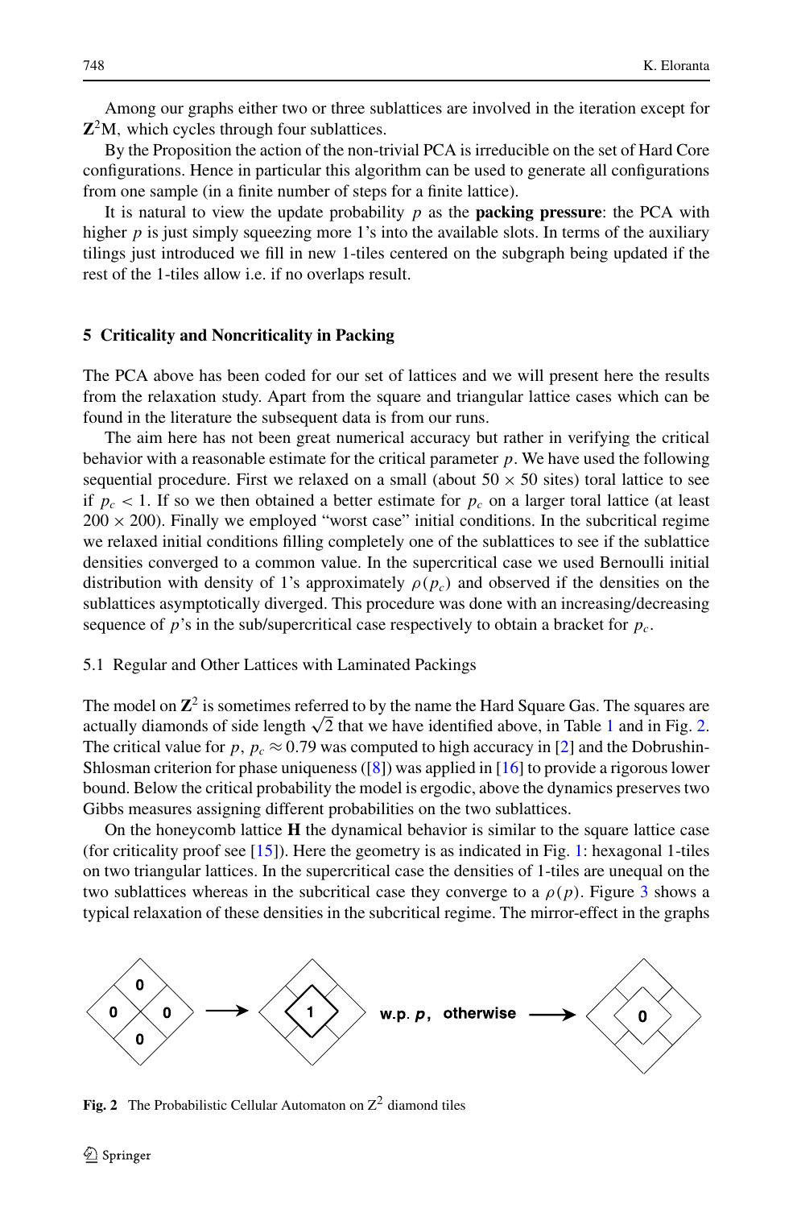Among our graphs either two or three sublattices are involved in the iteration except for $\mathbf{Z}^2$M, which cycles through four sublattices.

By the Proposition the action of the non-trivial PCA is irreducible on the set of Hard Core configurations. Hence in particular this algorithm can be used to generate all configurations from one sample (in a finite number of steps for a finite lattice).

It is natural to view the update probability $p$ as the **packing pressure**: the PCA with higher $p$ is just simply squeezing more 1's into the available slots. In terms of the auxiliary tilings just introduced we fill in new 1-tiles centered on the subgraph being updated if the rest of the 1-tiles allow i.e. if no overlaps result.

## 5 Criticality and Noncriticality in Packing

The PCA above has been coded for our set of lattices and we will present here the results from the relaxation study. Apart from the square and triangular lattice cases which can be found in the literature the subsequent data is from our runs.

The aim here has not been great numerical accuracy but rather in verifying the critical behavior with a reasonable estimate for the critical parameter $p$. We have used the following sequential procedure. First we relaxed on a small (about $50 \times 50$ sites) toral lattice to see if $p_c < 1$. If so we then obtained a better estimate for $p_c$ on a larger toral lattice (at least $200 \times 200$). Finally we employed "worst case" initial conditions. In the subcritical regime we relaxed initial conditions filling completely one of the sublattices to see if the sublattice densities converged to a common value. In the supercritical case we used Bernoulli initial distribution with density of 1's approximately $\rho(p_c)$ and observed if the densities on the sublattices asymptotically diverged. This procedure was done with an increasing/decreasing sequence of $p$'s in the sub/supercritical case respectively to obtain a bracket for $p_c$.

### 5.1 Regular and Other Lattices with Laminated Packings

The model on $\mathbf{Z}^2$ is sometimes referred to by the name the Hard Square Gas. The squares are actually diamonds of side length $\sqrt{2}$ that we have identified above, in Table 1 and in Fig. 2. The critical value for $p$, $p_c \approx 0.79$ was computed to high accuracy in [2] and the Dobrushin-Shlosman criterion for phase uniqueness ([8]) was applied in [16] to provide a rigorous lower bound. Below the critical probability the model is ergodic, above the dynamics preserves two Gibbs measures assigning different probabilities on the two sublattices.

On the honeycomb lattice $\mathbf{H}$ the dynamical behavior is similar to the square lattice case (for criticality proof see [15]). Here the geometry is as indicated in Fig. 1: hexagonal 1-tiles on two triangular lattices. In the supercritical case the densities of 1-tiles are unequal on the two sublattices whereas in the subcritical case they converge to a $\rho(p)$. Figure 3 shows a typical relaxation of these densities in the subcritical regime. The mirror-effect in the graphs

**Fig. 2** The Probabilistic Cellular Automaton on $\mathrm{Z}^2$ diamond tiles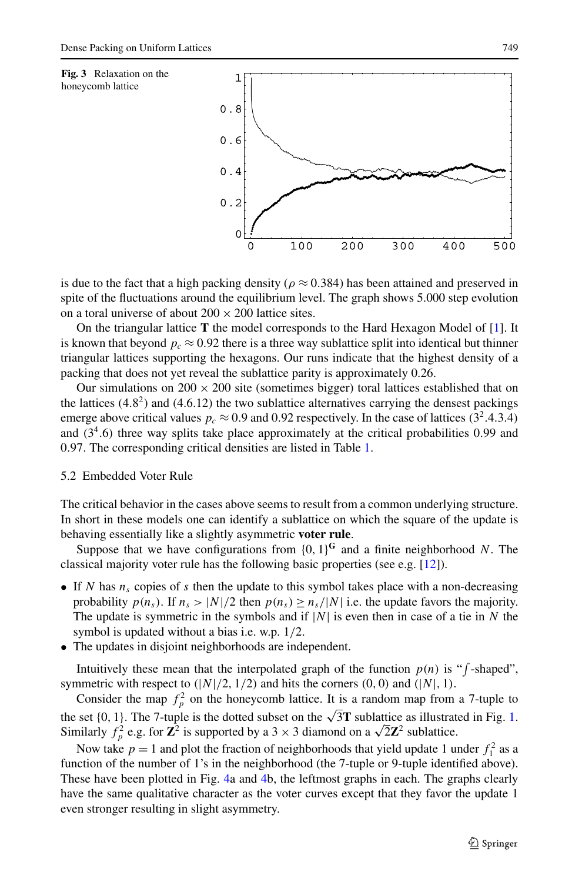**Fig. 3** Relaxation on the honeycomb lattice

is due to the fact that a high packing density ($\rho \approx 0.384$) has been attained and preserved in spite of the fluctuations around the equilibrium level. The graph shows 5.000 step evolution on a toral universe of about $200 \times 200$ lattice sites.

On the triangular lattice $\mathbf{T}$ the model corresponds to the Hard Hexagon Model of [1]. It is known that beyond $p_c \approx 0.92$ there is a three way sublattice split into identical but thinner triangular lattices supporting the hexagons. Our runs indicate that the highest density of a packing that does not yet reveal the sublattice parity is approximately 0.26.

Our simulations on $200 \times 200$ site (sometimes bigger) toral lattices established that on the lattices $(4.8^2)$ and $(4.6.12)$ the two sublattice alternatives carrying the densest packings emerge above critical values $p_c \approx 0.9$ and 0.92 respectively. In the case of lattices $(3^2.4.3.4)$ and $(3^4.6)$ three way splits take place approximately at the critical probabilities 0.99 and 0.97. The corresponding critical densities are listed in Table 1.

### 5.2 Embedded Voter Rule

The critical behavior in the cases above seems to result from a common underlying structure. In short in these models one can identify a sublattice on which the square of the update is behaving essentially like a slightly asymmetric **voter rule**.

Suppose that we have configurations from $\{0, 1\}^{\mathbf{G}}$ and a finite neighborhood $N$. The classical majority voter rule has the following basic properties (see e.g. [12]).

- If $N$ has $n_s$ copies of $s$ then the update to this symbol takes place with a non-decreasing probability $p(n_s)$. If $n_s > |N|/2$ then $p(n_s) \geq n_s/|N|$ i.e. the update favors the majority. The update is symmetric in the symbols and if $|N|$ is even then in case of a tie in $N$ the symbol is updated without a bias i.e. w.p. $1/2$.
- The updates in disjoint neighborhoods are independent.

Intuitively these mean that the interpolated graph of the function $p(n)$ is "$\int$-shaped", symmetric with respect to $(|N|/2, 1/2)$ and hits the corners $(0, 0)$ and $(|N|, 1)$.

Consider the map $f_p^2$ on the honeycomb lattice. It is a random map from a 7-tuple to the set $\{0, 1\}$. The 7-tuple is the dotted subset on the $\sqrt{3}\mathbf{T}$ sublattice as illustrated in Fig. 1. Similarly $f_p^2$ e.g. for $\mathbf{Z}^2$ is supported by a $3 \times 3$ diamond on a $\sqrt{2}\mathbf{Z}^2$ sublattice.

Now take $p = 1$ and plot the fraction of neighborhoods that yield update 1 under $f_1^2$ as a function of the number of 1's in the neighborhood (the 7-tuple or 9-tuple identified above). These have been plotted in Fig. 4a and 4b, the leftmost graphs in each. The graphs clearly have the same qualitative character as the voter curves except that they favor the update 1 even stronger resulting in slight asymmetry.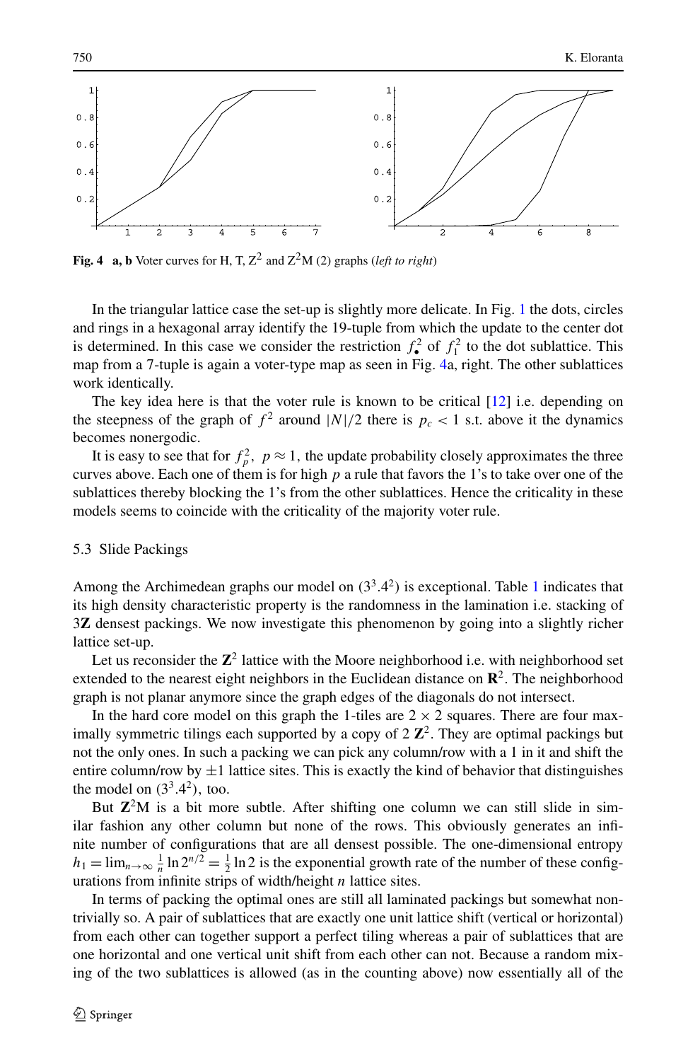**Fig. 4 a, b** Voter curves for H, T, $Z^2$ and $Z^2M$ (2) graphs (*left to right*)

In the triangular lattice case the set-up is slightly more delicate. In Fig. 1 the dots, circles and rings in a hexagonal array identify the 19-tuple from which the update to the center dot is determined. In this case we consider the restriction $f_{\bullet}^2$ of $f_1^2$ to the dot sublattice. This map from a 7-tuple is again a voter-type map as seen in Fig. 4a, right. The other sublattices work identically.

The key idea here is that the voter rule is known to be critical [12] i.e. depending on the steepness of the graph of $f^2$ around $|N|/2$ there is $p_c < 1$ s.t. above it the dynamics becomes nonergodic.

It is easy to see that for $f_p^2$, $p \approx 1$, the update probability closely approximates the three curves above. Each one of them is for high $p$ a rule that favors the 1's to take over one of the sublattices thereby blocking the 1's from the other sublattices. Hence the criticality in these models seems to coincide with the criticality of the majority voter rule.

### 5.3 Slide Packings

Among the Archimedean graphs our model on $(3^3.4^2)$ is exceptional. Table 1 indicates that its high density characteristic property is the randomness in the lamination i.e. stacking of $3\mathbf{Z}$ densest packings. We now investigate this phenomenon by going into a slightly richer lattice set-up.

Let us reconsider the $\mathbf{Z}^2$ lattice with the Moore neighborhood i.e. with neighborhood set extended to the nearest eight neighbors in the Euclidean distance on $\mathbf{R}^2$. The neighborhood graph is not planar anymore since the graph edges of the diagonals do not intersect.

In the hard core model on this graph the 1-tiles are $2 \times 2$ squares. There are four maximally symmetric tilings each supported by a copy of $2\,\mathbf{Z}^2$. They are optimal packings but not the only ones. In such a packing we can pick any column/row with a 1 in it and shift the entire column/row by $\pm 1$ lattice sites. This is exactly the kind of behavior that distinguishes the model on $(3^3.4^2)$, too.

But $\mathbf{Z}^2$M is a bit more subtle. After shifting one column we can still slide in similar fashion any other column but none of the rows. This obviously generates an infinite number of configurations that are all densest possible. The one-dimensional entropy $h_1 = \lim_{n\to\infty} \frac{1}{n} \ln 2^{n/2} = \frac{1}{2} \ln 2$ is the exponential growth rate of the number of these configurations from infinite strips of width/height $n$ lattice sites.

In terms of packing the optimal ones are still all laminated packings but somewhat nontrivially so. A pair of sublattices that are exactly one unit lattice shift (vertical or horizontal) from each other can together support a perfect tiling whereas a pair of sublattices that are one horizontal and one vertical unit shift from each other can not. Because a random mixing of the two sublattices is allowed (as in the counting above) now essentially all of the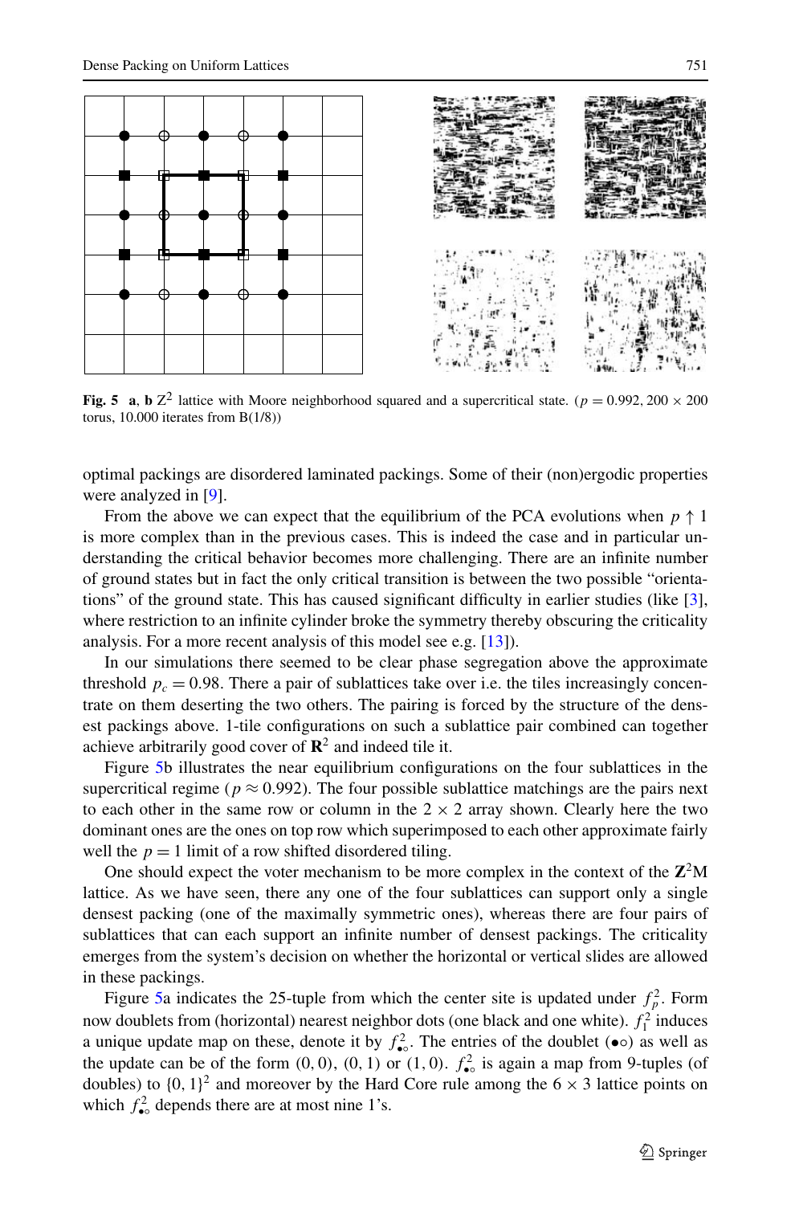**Fig. 5** **a**, **b** $Z^2$ lattice with Moore neighborhood squared and a supercritical state. ($p = 0.992$, $200 \times 200$ torus, 10.000 iterates from B(1/8))

optimal packings are disordered laminated packings. Some of their (non)ergodic properties were analyzed in [9].

From the above we can expect that the equilibrium of the PCA evolutions when $p \uparrow 1$ is more complex than in the previous cases. This is indeed the case and in particular understanding the critical behavior becomes more challenging. There are an infinite number of ground states but in fact the only critical transition is between the two possible "orientations" of the ground state. This has caused significant difficulty in earlier studies (like [3], where restriction to an infinite cylinder broke the symmetry thereby obscuring the criticality analysis. For a more recent analysis of this model see e.g. [13]).

In our simulations there seemed to be clear phase segregation above the approximate threshold $p_c = 0.98$. There a pair of sublattices take over i.e. the tiles increasingly concentrate on them deserting the two others. The pairing is forced by the structure of the densest packings above. 1-tile configurations on such a sublattice pair combined can together achieve arbitrarily good cover of $\mathbf{R}^2$ and indeed tile it.

Figure 5b illustrates the near equilibrium configurations on the four sublattices in the supercritical regime ($p \approx 0.992$). The four possible sublattice matchings are the pairs next to each other in the same row or column in the $2 \times 2$ array shown. Clearly here the two dominant ones are the ones on top row which superimposed to each other approximate fairly well the $p = 1$ limit of a row shifted disordered tiling.

One should expect the voter mechanism to be more complex in the context of the $\mathbf{Z}^2$M lattice. As we have seen, there any one of the four sublattices can support only a single densest packing (one of the maximally symmetric ones), whereas there are four pairs of sublattices that can each support an infinite number of densest packings. The criticality emerges from the system's decision on whether the horizontal or vertical slides are allowed in these packings.

Figure 5a indicates the 25-tuple from which the center site is updated under $f_p^2$. Form now doublets from (horizontal) nearest neighbor dots (one black and one white). $f_1^2$ induces a unique update map on these, denote it by $f_{\bullet\circ}^2$. The entries of the doublet ($\bullet\circ$) as well as the update can be of the form $(0, 0)$, $(0, 1)$ or $(1, 0)$. $f_{\bullet\circ}^2$ is again a map from 9-tuples (of doubles) to $\{0, 1\}^2$ and moreover by the Hard Core rule among the $6 \times 3$ lattice points on which $f_{\bullet\circ}^2$ depends there are at most nine 1's.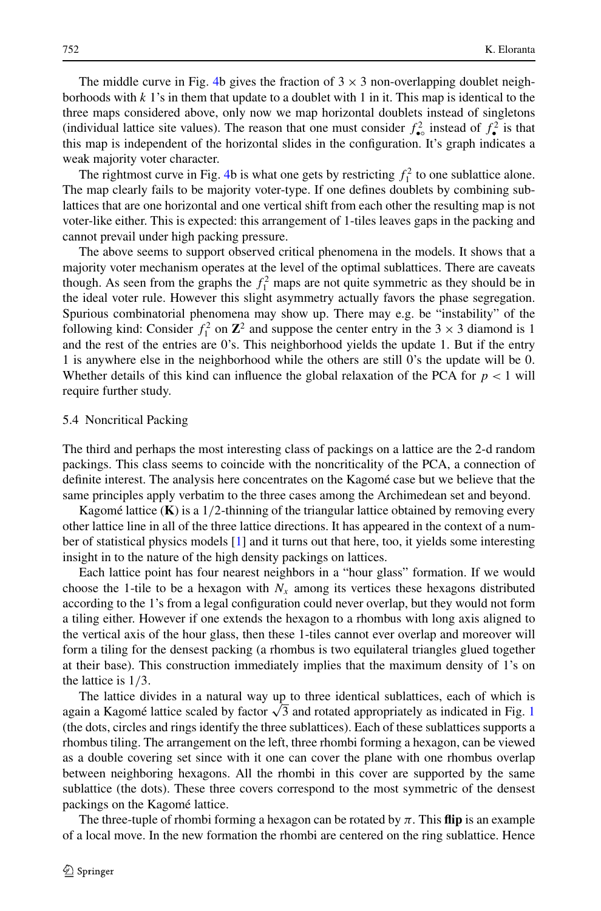The middle curve in Fig. 4b gives the fraction of $3 \times 3$ non-overlapping doublet neighborhoods with $k$ 1's in them that update to a doublet with 1 in it. This map is identical to the three maps considered above, only now we map horizontal doublets instead of singletons (individual lattice site values). The reason that one must consider $f^2_{\bullet\circ}$ instead of $f^2_{\bullet}$ is that this map is independent of the horizontal slides in the configuration. It's graph indicates a weak majority voter character.

The rightmost curve in Fig. 4b is what one gets by restricting $f^2_1$ to one sublattice alone. The map clearly fails to be majority voter-type. If one defines doublets by combining sublattices that are one horizontal and one vertical shift from each other the resulting map is not voter-like either. This is expected: this arrangement of 1-tiles leaves gaps in the packing and cannot prevail under high packing pressure.

The above seems to support observed critical phenomena in the models. It shows that a majority voter mechanism operates at the level of the optimal sublattices. There are caveats though. As seen from the graphs the $f^2_1$ maps are not quite symmetric as they should be in the ideal voter rule. However this slight asymmetry actually favors the phase segregation. Spurious combinatorial phenomena may show up. There may e.g. be "instability" of the following kind: Consider $f^2_1$ on $\mathbf{Z}^2$ and suppose the center entry in the $3 \times 3$ diamond is 1 and the rest of the entries are 0's. This neighborhood yields the update 1. But if the entry 1 is anywhere else in the neighborhood while the others are still 0's the update will be 0. Whether details of this kind can influence the global relaxation of the PCA for $p < 1$ will require further study.

### 5.4 Noncritical Packing

The third and perhaps the most interesting class of packings on a lattice are the 2-d random packings. This class seems to coincide with the noncriticality of the PCA, a connection of definite interest. The analysis here concentrates on the Kagomé case but we believe that the same principles apply verbatim to the three cases among the Archimedean set and beyond.

Kagomé lattice ($\mathbf{K}$) is a $1/2$-thinning of the triangular lattice obtained by removing every other lattice line in all of the three lattice directions. It has appeared in the context of a number of statistical physics models [1] and it turns out that here, too, it yields some interesting insight in to the nature of the high density packings on lattices.

Each lattice point has four nearest neighbors in a "hour glass" formation. If we would choose the 1-tile to be a hexagon with $N_x$ among its vertices these hexagons distributed according to the 1's from a legal configuration could never overlap, but they would not form a tiling either. However if one extends the hexagon to a rhombus with long axis aligned to the vertical axis of the hour glass, then these 1-tiles cannot ever overlap and moreover will form a tiling for the densest packing (a rhombus is two equilateral triangles glued together at their base). This construction immediately implies that the maximum density of 1's on the lattice is $1/3$.

The lattice divides in a natural way up to three identical sublattices, each of which is again a Kagomé lattice scaled by factor $\sqrt{3}$ and rotated appropriately as indicated in Fig. 1 (the dots, circles and rings identify the three sublattices). Each of these sublattices supports a rhombus tiling. The arrangement on the left, three rhombi forming a hexagon, can be viewed as a double covering set since with it one can cover the plane with one rhombus overlap between neighboring hexagons. All the rhombi in this cover are supported by the same sublattice (the dots). These three covers correspond to the most symmetric of the densest packings on the Kagomé lattice.

The three-tuple of rhombi forming a hexagon can be rotated by $\pi$. This **flip** is an example of a local move. In the new formation the rhombi are centered on the ring sublattice. Hence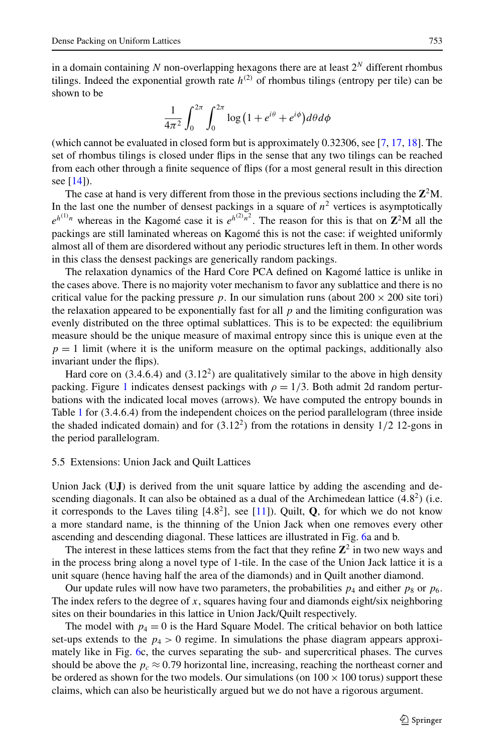in a domain containing $N$ non-overlapping hexagons there are at least $2^N$ different rhombus tilings. Indeed the exponential growth rate $h^{(2)}$ of rhombus tilings (entropy per tile) can be shown to be

$$\frac{1}{4\pi^2}\int_0^{2\pi}\int_0^{2\pi}\log\left(1+e^{i\theta}+e^{i\phi}\right)d\theta d\phi$$

(which cannot be evaluated in closed form but is approximately 0.32306, see [7, 17, 18]. The set of rhombus tilings is closed under flips in the sense that any two tilings can be reached from each other through a finite sequence of flips (for a most general result in this direction see [14]).

The case at hand is very different from those in the previous sections including the $\mathbf{Z}^2$M. In the last one the number of densest packings in a square of $n^2$ vertices is asymptotically $e^{h^{(1)}n}$ whereas in the Kagomé case it is $e^{h^{(2)}n^2}$. The reason for this is that on $\mathbf{Z}^2$M all the packings are still laminated whereas on Kagomé this is not the case: if weighted uniformly almost all of them are disordered without any periodic structures left in them. In other words in this class the densest packings are generically random packings.

The relaxation dynamics of the Hard Core PCA defined on Kagomé lattice is unlike in the cases above. There is no majority voter mechanism to favor any sublattice and there is no critical value for the packing pressure $p$. In our simulation runs (about $200 \times 200$ site tori) the relaxation appeared to be exponentially fast for all $p$ and the limiting configuration was evenly distributed on the three optimal sublattices. This is to be expected: the equilibrium measure should be the unique measure of maximal entropy since this is unique even at the $p = 1$ limit (where it is the uniform measure on the optimal packings, additionally also invariant under the flips).

Hard core on (3.4.6.4) and ($3.12^2$) are qualitatively similar to the above in high density packing. Figure 1 indicates densest packings with $\rho = 1/3$. Both admit 2d random perturbations with the indicated local moves (arrows). We have computed the entropy bounds in Table 1 for (3.4.6.4) from the independent choices on the period parallelogram (three inside the shaded indicated domain) and for ($3.12^2$) from the rotations in density 1/2 12-gons in the period parallelogram.

### 5.5 Extensions: Union Jack and Quilt Lattices

Union Jack (**UJ**) is derived from the unit square lattice by adding the ascending and descending diagonals. It can also be obtained as a dual of the Archimedean lattice ($4.8^2$) (i.e. it corresponds to the Laves tiling [$4.8^2$], see [11]). Quilt, **Q**, for which we do not know a more standard name, is the thinning of the Union Jack when one removes every other ascending and descending diagonal. These lattices are illustrated in Fig. 6a and b.

The interest in these lattices stems from the fact that they refine $\mathbf{Z}^2$ in two new ways and in the process bring along a novel type of 1-tile. In the case of the Union Jack lattice it is a unit square (hence having half the area of the diamonds) and in Quilt another diamond.

Our update rules will now have two parameters, the probabilities $p_4$ and either $p_8$ or $p_6$. The index refers to the degree of $x$, squares having four and diamonds eight/six neighboring sites on their boundaries in this lattice in Union Jack/Quilt respectively.

The model with $p_4 = 0$ is the Hard Square Model. The critical behavior on both lattice set-ups extends to the $p_4 > 0$ regime. In simulations the phase diagram appears approximately like in Fig. 6c, the curves separating the sub- and supercritical phases. The curves should be above the $p_c \approx 0.79$ horizontal line, increasing, reaching the northeast corner and be ordered as shown for the two models. Our simulations (on $100 \times 100$ torus) support these claims, which can also be heuristically argued but we do not have a rigorous argument.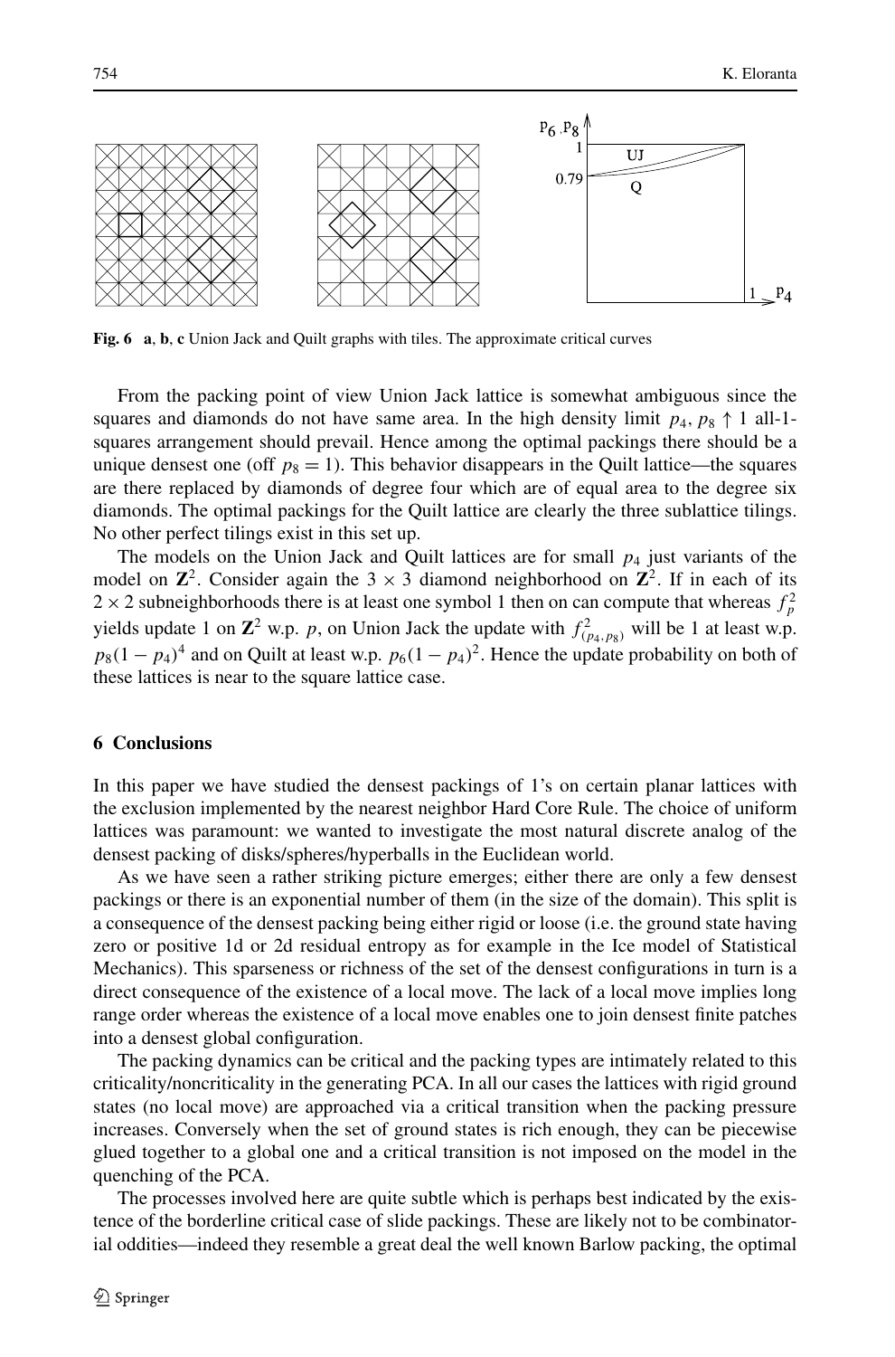**Fig. 6** **a**, **b**, **c** Union Jack and Quilt graphs with tiles. The approximate critical curves

From the packing point of view Union Jack lattice is somewhat ambiguous since the squares and diamonds do not have same area. In the high density limit $p_4, p_8 \uparrow 1$ all-1-squares arrangement should prevail. Hence among the optimal packings there should be a unique densest one (off $p_8 = 1$). This behavior disappears in the Quilt lattice—the squares are there replaced by diamonds of degree four which are of equal area to the degree six diamonds. The optimal packings for the Quilt lattice are clearly the three sublattice tilings. No other perfect tilings exist in this set up.

The models on the Union Jack and Quilt lattices are for small $p_4$ just variants of the model on $\mathbf{Z}^2$. Consider again the $3 \times 3$ diamond neighborhood on $\mathbf{Z}^2$. If in each of its $2 \times 2$ subneighborhoods there is at least one symbol 1 then on can compute that whereas $f_p^2$ yields update 1 on $\mathbf{Z}^2$ w.p. $p$, on Union Jack the update with $f^2_{(p_4,p_8)}$ will be 1 at least w.p. $p_8(1-p_4)^4$ and on Quilt at least w.p. $p_6(1-p_4)^2$. Hence the update probability on both of these lattices is near to the square lattice case.

## 6 Conclusions

In this paper we have studied the densest packings of 1's on certain planar lattices with the exclusion implemented by the nearest neighbor Hard Core Rule. The choice of uniform lattices was paramount: we wanted to investigate the most natural discrete analog of the densest packing of disks/spheres/hyperballs in the Euclidean world.

As we have seen a rather striking picture emerges; either there are only a few densest packings or there is an exponential number of them (in the size of the domain). This split is a consequence of the densest packing being either rigid or loose (i.e. the ground state having zero or positive 1d or 2d residual entropy as for example in the Ice model of Statistical Mechanics). This sparseness or richness of the set of the densest configurations in turn is a direct consequence of the existence of a local move. The lack of a local move implies long range order whereas the existence of a local move enables one to join densest finite patches into a densest global configuration.

The packing dynamics can be critical and the packing types are intimately related to this criticality/noncriticality in the generating PCA. In all our cases the lattices with rigid ground states (no local move) are approached via a critical transition when the packing pressure increases. Conversely when the set of ground states is rich enough, they can be piecewise glued together to a global one and a critical transition is not imposed on the model in the quenching of the PCA.

The processes involved here are quite subtle which is perhaps best indicated by the existence of the borderline critical case of slide packings. These are likely not to be combinatorial oddities—indeed they resemble a great deal the well known Barlow packing, the optimal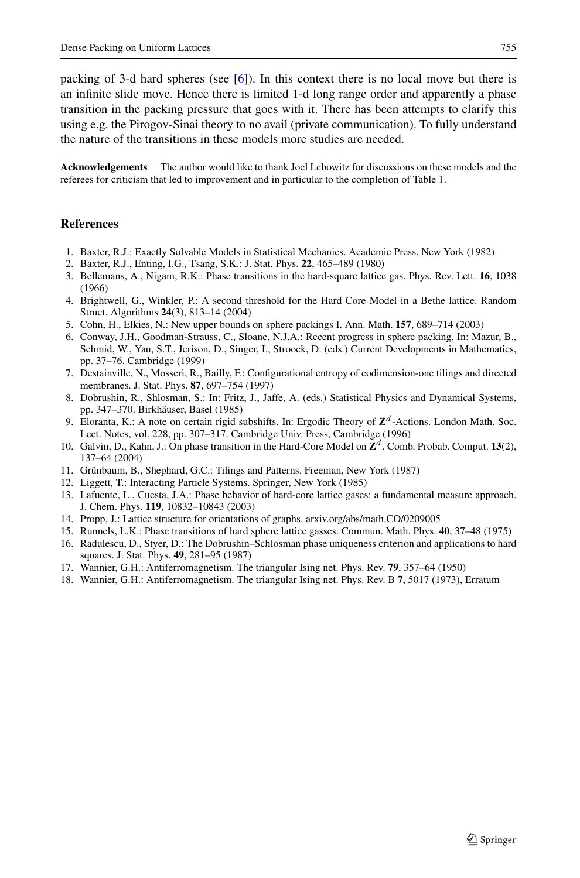packing of 3-d hard spheres (see [6]). In this context there is no local move but there is an infinite slide move. Hence there is limited 1-d long range order and apparently a phase transition in the packing pressure that goes with it. There has been attempts to clarify this using e.g. the Pirogov-Sinai theory to no avail (private communication). To fully understand the nature of the transitions in these models more studies are needed.

**Acknowledgements** The author would like to thank Joel Lebowitz for discussions on these models and the referees for criticism that led to improvement and in particular to the completion of Table 1.

## References

1. Baxter, R.J.: Exactly Solvable Models in Statistical Mechanics. Academic Press, New York (1982)
2. Baxter, R.J., Enting, I.G., Tsang, S.K.: J. Stat. Phys. **22**, 465–489 (1980)
3. Bellemans, A., Nigam, R.K.: Phase transitions in the hard-square lattice gas. Phys. Rev. Lett. **16**, 1038 (1966)
4. Brightwell, G., Winkler, P.: A second threshold for the Hard Core Model in a Bethe lattice. Random Struct. Algorithms **24**(3), 813–14 (2004)
5. Cohn, H., Elkies, N.: New upper bounds on sphere packings I. Ann. Math. **157**, 689–714 (2003)
6. Conway, J.H., Goodman-Strauss, C., Sloane, N.J.A.: Recent progress in sphere packing. In: Mazur, B., Schmid, W., Yau, S.T., Jerison, D., Singer, I., Stroock, D. (eds.) Current Developments in Mathematics, pp. 37–76. Cambridge (1999)
7. Destainville, N., Mosseri, R., Bailly, F.: Configurational entropy of codimension-one tilings and directed membranes. J. Stat. Phys. **87**, 697–754 (1997)
8. Dobrushin, R., Shlosman, S.: In: Fritz, J., Jaffe, A. (eds.) Statistical Physics and Dynamical Systems, pp. 347–370. Birkhäuser, Basel (1985)
9. Eloranta, K.: A note on certain rigid subshifts. In: Ergodic Theory of $\mathbf{Z}^d$-Actions. London Math. Soc. Lect. Notes, vol. 228, pp. 307–317. Cambridge Univ. Press, Cambridge (1996)
10. Galvin, D., Kahn, J.: On phase transition in the Hard-Core Model on $\mathbf{Z}^d$. Comb. Probab. Comput. **13**(2), 137–64 (2004)
11. Grünbaum, B., Shephard, G.C.: Tilings and Patterns. Freeman, New York (1987)
12. Liggett, T.: Interacting Particle Systems. Springer, New York (1985)
13. Lafuente, L., Cuesta, J.A.: Phase behavior of hard-core lattice gases: a fundamental measure approach. J. Chem. Phys. **119**, 10832–10843 (2003)
14. Propp, J.: Lattice structure for orientations of graphs. arxiv.org/abs/math.CO/0209005
15. Runnels, L.K.: Phase transitions of hard sphere lattice gasses. Commun. Math. Phys. **40**, 37–48 (1975)
16. Radulescu, D., Styer, D.: The Dobrushin–Schlosman phase uniqueness criterion and applications to hard squares. J. Stat. Phys. **49**, 281–95 (1987)
17. Wannier, G.H.: Antiferromagnetism. The triangular Ising net. Phys. Rev. **79**, 357–64 (1950)
18. Wannier, G.H.: Antiferromagnetism. The triangular Ising net. Phys. Rev. B **7**, 5017 (1973), Erratum